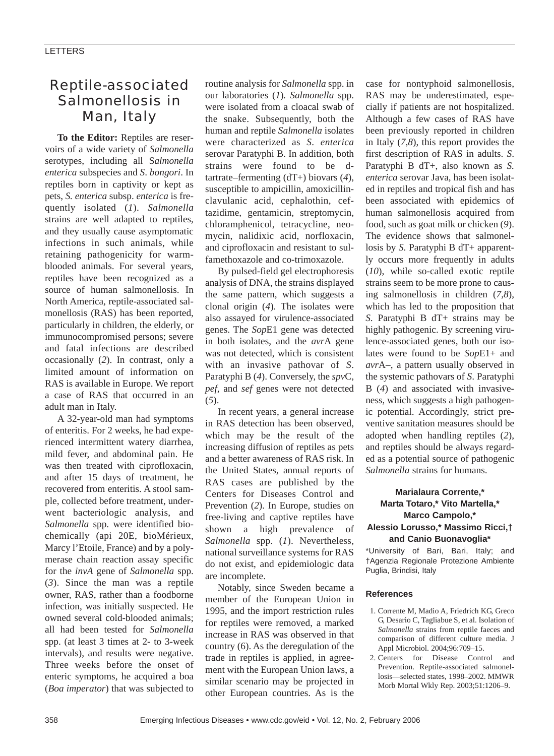# Reptile-associated Salmonellosis in Man, Italy

**To the Editor:** Reptiles are reservoirs of a wide variety of *Salmonella* serotypes, including all S*almonella enterica* subspecies and *S. bongori*. In reptiles born in captivity or kept as pets, *S. enterica* subsp. *enterica* is frequently isolated (*1*). *Salmonella* strains are well adapted to reptiles, and they usually cause asymptomatic infections in such animals, while retaining pathogenicity for warm-blooded animals. For several years, reptiles have been recognized as a source of human salmonellosis. In North America, reptile-associated salmonellosis (RAS) has been reported, particularly in children, the elderly, or immunocompromised persons; severe and fatal infections are described occasionally (*2*). In contrast, only a limited amount of information on RAS is available in Europe. We report a case of RAS that occurred in an adult man in Italy.

A 32-year-old man had symptoms of enteritis. For 2 weeks, he had experienced intermittent watery diarrhea, mild fever, and abdominal pain. He was then treated with ciprofloxacin, and after 15 days of treatment, he recovered from enteritis. A stool sample, collected before treatment, underwent bacteriologic analysis, and *Salmonella* spp. were identified biochemically (api 20E, bioMérieux, Marcy l'Etoile, France) and by a polymerase chain reaction assay specific for the *invA* gene of *Salmonella* spp. (*3*). Since the man was a reptile owner, RAS, rather than a foodborne infection, was initially suspected. He owned several cold-blooded animals; all had been tested for *Salmonella* spp. (at least 3 times at 2- to 3-week intervals), and results were negative. Three weeks before the onset of enteric symptoms, he acquired a boa (*Boa imperator*) that was subjected to routine analysis for *Salmonella* spp. in our laboratories (*1*)*. Salmonella* spp. were isolated from a cloacal swab of the snake. Subsequently, both the human and reptile *Salmonella* isolates were characterized as *S*. *enterica* serovar Paratyphi B. In addition, both strains were found to be d-tartrate–fermenting (dT+) biovars (*4*), susceptible to ampicillin, amoxicillin-clavulanic acid, cephalothin, ceftazidime, gentamicin, streptomycin, chloramphenicol, tetracycline, neomycin, nalidixic acid, norfloxacin, and ciprofloxacin and resistant to sulfamethoxazole and co-trimoxazole.

By pulsed-field gel electrophoresis analysis of DNA, the strains displayed the same pattern, which suggests a clonal origin (*4*). The isolates were also assayed for virulence-associated genes. The *Sop*E1 gene was detected in both isolates, and the *avr*A gene was not detected, which is consistent with an invasive pathovar of *S*. Paratyphi B (*4*). Conversely, the *spv*C, *pef,* and *sef* genes were not detected (*5*).

In recent years, a general increase in RAS detection has been observed, which may be the result of the increasing diffusion of reptiles as pets and a better awareness of RAS risk. In the United States, annual reports of RAS cases are published by the Centers for Diseases Control and Prevention (*2*). In Europe, studies on free-living and captive reptiles have shown a high prevalence of *Salmonella* spp. (*1*). Nevertheless, national surveillance systems for RAS do not exist, and epidemiologic data are incomplete.

Notably, since Sweden became a member of the European Union in 1995, and the import restriction rules for reptiles were removed, a marked increase in RAS was observed in that country (6). As the deregulation of the trade in reptiles is applied, in agreement with the European Union laws, a similar scenario may be projected in other European countries. As is the case for nontyphoid salmonellosis, RAS may be underestimated, especially if patients are not hospitalized. Although a few cases of RAS have been previously reported in children in Italy (*7,8*), this report provides the first description of RAS in adults. *S*. Paratyphi B dT+, also known as *S. enterica* serovar Java, has been isolated in reptiles and tropical fish and has been associated with epidemics of human salmonellosis acquired from food, such as goat milk or chicken (*9*). The evidence shows that salmonellosis by *S.* Paratyphi B dT+ apparently occurs more frequently in adults (*10*), while so-called exotic reptile strains seem to be more prone to causing salmonellosis in children (*7,8*), which has led to the proposition that *S.* Paratyphi B dT+ strains may be highly pathogenic. By screening virulence-associated genes, both our isolates were found to be *Sop*E1+ and *avr*A–, a pattern usually observed in the systemic pathovars of *S*. Paratyphi B (*4*) and associated with invasiveness, which suggests a high pathogenic potential. Accordingly, strict preventive sanitation measures should be adopted when handling reptiles (*2*), and reptiles should be always regarded as a potential source of pathogenic *Salmonella* strains for humans.

**Marialaura Corrente,\* Marta Totaro,\* Vito Martella,\* Marco Campolo,\* Alessio Lorusso,\* Massimo Ricci,† and Canio Buonavoglia\***

\*University of Bari, Bari, Italy; and †Agenzia Regionale Protezione Ambiente Puglia, Brindisi, Italy

### References

1. Corrente M, Madio A, Friedrich KG, Greco G, Desario C, Tagliabue S, et al. Isolation of *Salmonella* strains from reptile faeces and comparison of different culture media. J Appl Microbiol. 2004;96:709–15.
2. Centers for Disease Control and Prevention. Reptile-associated salmonellosis—selected states, 1998–2002. MMWR Morb Mortal Wkly Rep. 2003;51:1206–9.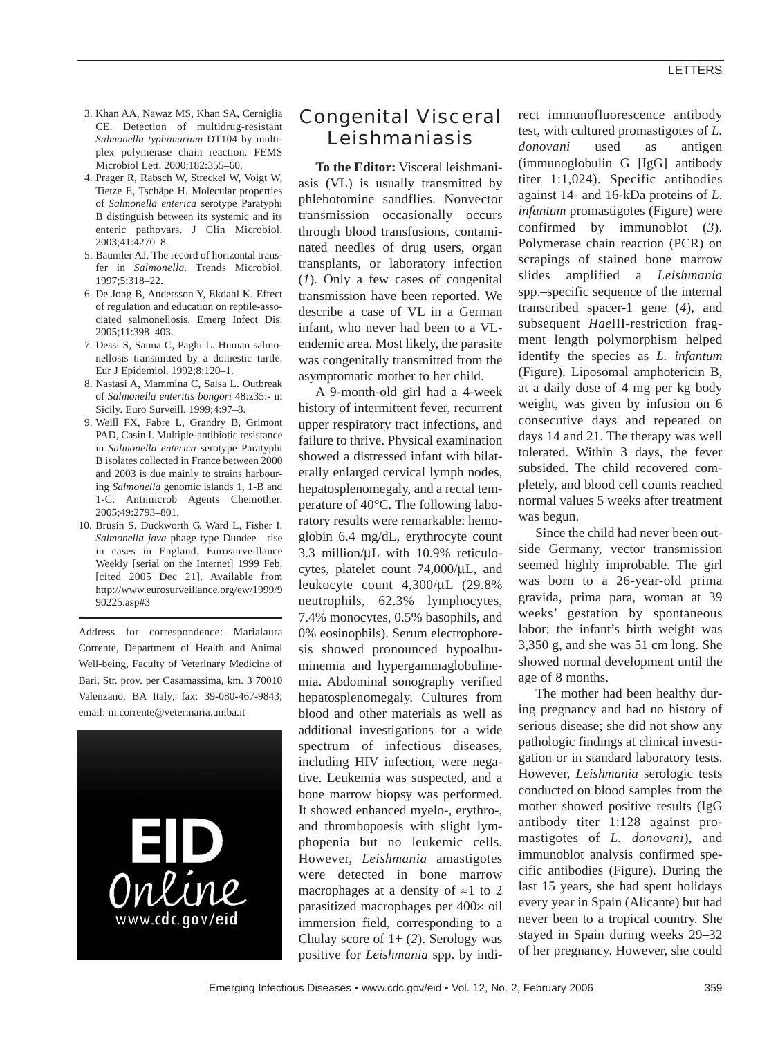3. Khan AA, Nawaz MS, Khan SA, Cerniglia CE. Detection of multidrug-resistant *Salmonella typhimurium* DT104 by multiplex polymerase chain reaction. FEMS Microbiol Lett. 2000;182:355–60.
4. Prager R, Rabsch W, Streckel W, Voigt W, Tietze E, Tschäpe H. Molecular properties of *Salmonella enterica* serotype Paratyphi B distinguish between its systemic and its enteric pathovars. J Clin Microbiol. 2003;41:4270–8.
5. Bäumler AJ. The record of horizontal transfer in *Salmonella.* Trends Microbiol. 1997;5:318–22.
6. De Jong B, Andersson Y, Ekdahl K. Effect of regulation and education on reptile-associated salmonellosis. Emerg Infect Dis. 2005;11:398–403.
7. Dessi S, Sanna C, Paghi L. Human salmonellosis transmitted by a domestic turtle. Eur J Epidemiol. 1992;8:120–1.
8. Nastasi A, Mammina C, Salsa L. Outbreak of *Salmonella enteritis bongori* 48:z35:- in Sicily. Euro Surveill. 1999;4:97–8.
9. Weill FX, Fabre L, Grandry B, Grimont PAD, Casin I. Multiple-antibiotic resistance in *Salmonella enterica* serotype Paratyphi B isolates collected in France between 2000 and 2003 is due mainly to strains harbouring *Salmonella* genomic islands 1, 1-B and 1-C. Antimicrob Agents Chemother. 2005;49:2793–801.
10. Brusin S, Duckworth G, Ward L, Fisher I. *Salmonella java* phage type Dundee—rise in cases in England. Eurosurveillance Weekly [serial on the Internet] 1999 Feb. [cited 2005 Dec 21]. Available from http://www.eurosurveillance.org/ew/1999/990225.asp#3

Address for correspondence: Marialaura Corrente, Department of Health and Animal Well-being, Faculty of Veterinary Medicine of Bari, Str. prov. per Casamassima, km. 3 70010 Valenzano, BA Italy; fax: 39-080-467-9843; email: m.corrente@veterinaria.uniba.it

EID Online
www.cdc.gov/eid

# Congenital Visceral Leishmaniasis

**To the Editor:** Visceral leishmaniasis (VL) is usually transmitted by phlebotomine sandflies. Nonvector transmission occasionally occurs through blood transfusions, contaminated needles of drug users, organ transplants, or laboratory infection (*1*). Only a few cases of congenital transmission have been reported. We describe a case of VL in a German infant, who never had been to a VL-endemic area. Most likely, the parasite was congenitally transmitted from the asymptomatic mother to her child.

A 9-month-old girl had a 4-week history of intermittent fever, recurrent upper respiratory tract infections, and failure to thrive. Physical examination showed a distressed infant with bilaterally enlarged cervical lymph nodes, hepatosplenomegaly, and a rectal temperature of 40°C. The following laboratory results were remarkable: hemoglobin 6.4 mg/dL, erythrocyte count 3.3 million/µL with 10.9% reticulocytes, platelet count 74,000/µL, and leukocyte count 4,300/µL (29.8% neutrophils, 62.3% lymphocytes, 7.4% monocytes, 0.5% basophils, and 0% eosinophils). Serum electrophoresis showed pronounced hypoalbuminemia and hypergammaglobulinemia. Abdominal sonography verified hepatosplenomegaly. Cultures from blood and other materials as well as additional investigations for a wide spectrum of infectious diseases, including HIV infection, were negative. Leukemia was suspected, and a bone marrow biopsy was performed. It showed enhanced myelo-, erythro-, and thrombopoesis with slight lymphopenia but no leukemic cells. However, *Leishmania* amastigotes were detected in bone marrow macrophages at a density of ≈1 to 2 parasitized macrophages per 400× oil immersion field, corresponding to a Chulay score of 1+ (*2*). Serology was positive for *Leishmania* spp. by indirect immunofluorescence antibody test, with cultured promastigotes of *L. donovani* used as antigen (immunoglobulin G [IgG] antibody titer 1:1,024). Specific antibodies against 14- and 16-kDa proteins of *L. infantum* promastigotes (Figure) were confirmed by immunoblot (*3*). Polymerase chain reaction (PCR) on scrapings of stained bone marrow slides amplified a *Leishmania* spp.–specific sequence of the internal transcribed spacer-1 gene (*4*), and subsequent *Hae*III-restriction fragment length polymorphism helped identify the species as *L. infantum* (Figure). Liposomal amphotericin B, at a daily dose of 4 mg per kg body weight, was given by infusion on 6 consecutive days and repeated on days 14 and 21. The therapy was well tolerated. Within 3 days, the fever subsided. The child recovered completely, and blood cell counts reached normal values 5 weeks after treatment was begun.

Since the child had never been outside Germany, vector transmission seemed highly improbable. The girl was born to a 26-year-old prima gravida, prima para, woman at 39 weeks' gestation by spontaneous labor; the infant's birth weight was 3,350 g, and she was 51 cm long. She showed normal development until the age of 8 months.

The mother had been healthy during pregnancy and had no history of serious disease; she did not show any pathologic findings at clinical investigation or in standard laboratory tests. However, *Leishmania* serologic tests conducted on blood samples from the mother showed positive results (IgG antibody titer 1:128 against promastigotes of *L. donovani*), and immunoblot analysis confirmed specific antibodies (Figure). During the last 15 years, she had spent holidays every year in Spain (Alicante) but had never been to a tropical country. She stayed in Spain during weeks 29–32 of her pregnancy. However, she could